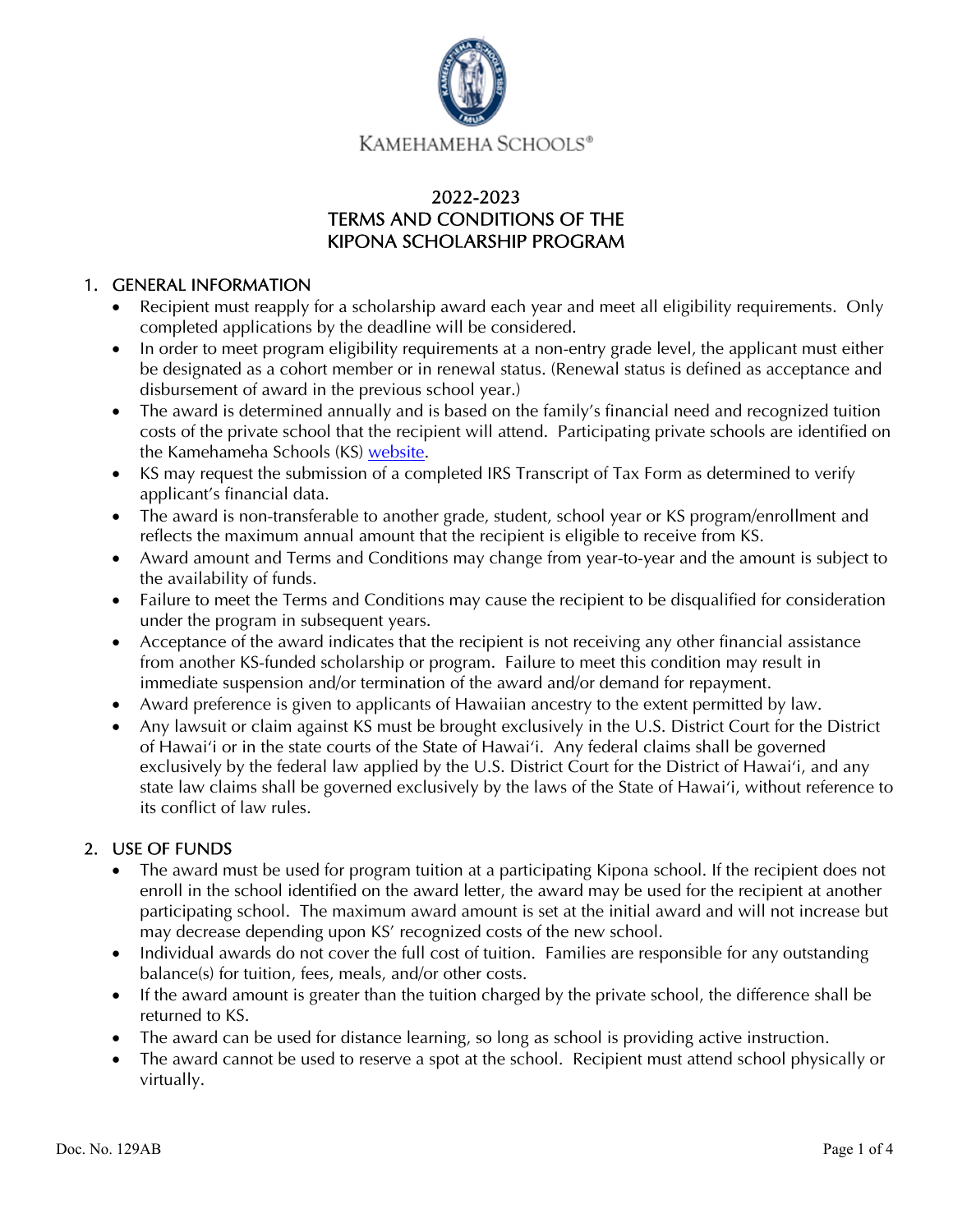KAMEHAMEHA SCHOOLS®

# 2022-2023 TERMS AND CONDITIONS OF THE KIPONA SCHOLARSHIP PROGRAM

## 1. GENERAL INFORMATION

- Recipient must reapply for a scholarship award each year and meet all eligibility requirements. Only completed applications by the deadline will be considered.
- In order to meet program eligibility requirements at a non-entry grade level, the applicant must either be designated as a cohort member or in renewal status. (Renewal status is defined as acceptance and disbursement of award in the previous school year.)
- The award is determined annually and is based on the family's financial need and recognized tuition costs of the private school that the recipient will attend. Participating private schools are identified on the Kamehameha Schools (KS) website.
- KS may request the submission of a completed IRS Transcript of Tax Form as determined to verify applicant's financial data.
- The award is non-transferable to another grade, student, school year or KS program/enrollment and reflects the maximum annual amount that the recipient is eligible to receive from KS.
- Award amount and Terms and Conditions may change from year-to-year and the amount is subject to the availability of funds.
- Failure to meet the Terms and Conditions may cause the recipient to be disqualified for consideration under the program in subsequent years.
- Acceptance of the award indicates that the recipient is not receiving any other financial assistance from another KS-funded scholarship or program. Failure to meet this condition may result in immediate suspension and/or termination of the award and/or demand for repayment.
- Award preference is given to applicants of Hawaiian ancestry to the extent permitted by law.
- Any lawsuit or claim against KS must be brought exclusively in the U.S. District Court for the District of Hawaiʻi or in the state courts of the State of Hawaiʻi. Any federal claims shall be governed exclusively by the federal law applied by the U.S. District Court for the District of Hawaiʻi, and any state law claims shall be governed exclusively by the laws of the State of Hawaiʻi, without reference to its conflict of law rules.

## 2. USE OF FUNDS

- The award must be used for program tuition at a participating Kipona school. If the recipient does not enroll in the school identified on the award letter, the award may be used for the recipient at another participating school. The maximum award amount is set at the initial award and will not increase but may decrease depending upon KS' recognized costs of the new school.
- Individual awards do not cover the full cost of tuition. Families are responsible for any outstanding balance(s) for tuition, fees, meals, and/or other costs.
- If the award amount is greater than the tuition charged by the private school, the difference shall be returned to KS.
- The award can be used for distance learning, so long as school is providing active instruction.
- The award cannot be used to reserve a spot at the school. Recipient must attend school physically or virtually.

Doc. No. 129AB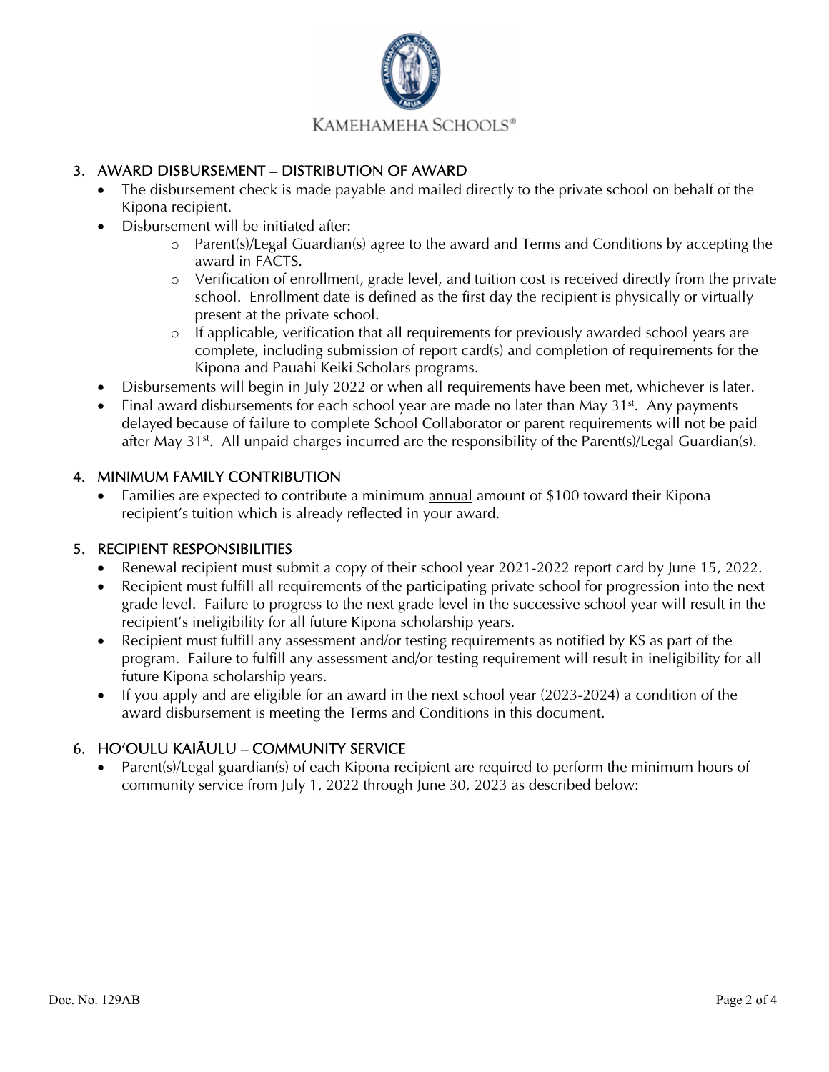## 3. AWARD DISBURSEMENT – DISTRIBUTION OF AWARD

- The disbursement check is made payable and mailed directly to the private school on behalf of the Kipona recipient.
- Disbursement will be initiated after:
  - Parent(s)/Legal Guardian(s) agree to the award and Terms and Conditions by accepting the award in FACTS.
  - Verification of enrollment, grade level, and tuition cost is received directly from the private school. Enrollment date is defined as the first day the recipient is physically or virtually present at the private school.
  - If applicable, verification that all requirements for previously awarded school years are complete, including submission of report card(s) and completion of requirements for the Kipona and Pauahi Keiki Scholars programs.
- Disbursements will begin in July 2022 or when all requirements have been met, whichever is later.
- Final award disbursements for each school year are made no later than May 31st. Any payments delayed because of failure to complete School Collaborator or parent requirements will not be paid after May 31st. All unpaid charges incurred are the responsibility of the Parent(s)/Legal Guardian(s).

## 4. MINIMUM FAMILY CONTRIBUTION

- Families are expected to contribute a minimum annual amount of $100 toward their Kipona recipient's tuition which is already reflected in your award.

## 5. RECIPIENT RESPONSIBILITIES

- Renewal recipient must submit a copy of their school year 2021-2022 report card by June 15, 2022.
- Recipient must fulfill all requirements of the participating private school for progression into the next grade level. Failure to progress to the next grade level in the successive school year will result in the recipient's ineligibility for all future Kipona scholarship years.
- Recipient must fulfill any assessment and/or testing requirements as notified by KS as part of the program. Failure to fulfill any assessment and/or testing requirement will result in ineligibility for all future Kipona scholarship years.
- If you apply and are eligible for an award in the next school year (2023-2024) a condition of the award disbursement is meeting the Terms and Conditions in this document.

## 6. HOʻOULU KAIĀULU – COMMUNITY SERVICE

- Parent(s)/Legal guardian(s) of each Kipona recipient are required to perform the minimum hours of community service from July 1, 2022 through June 30, 2023 as described below: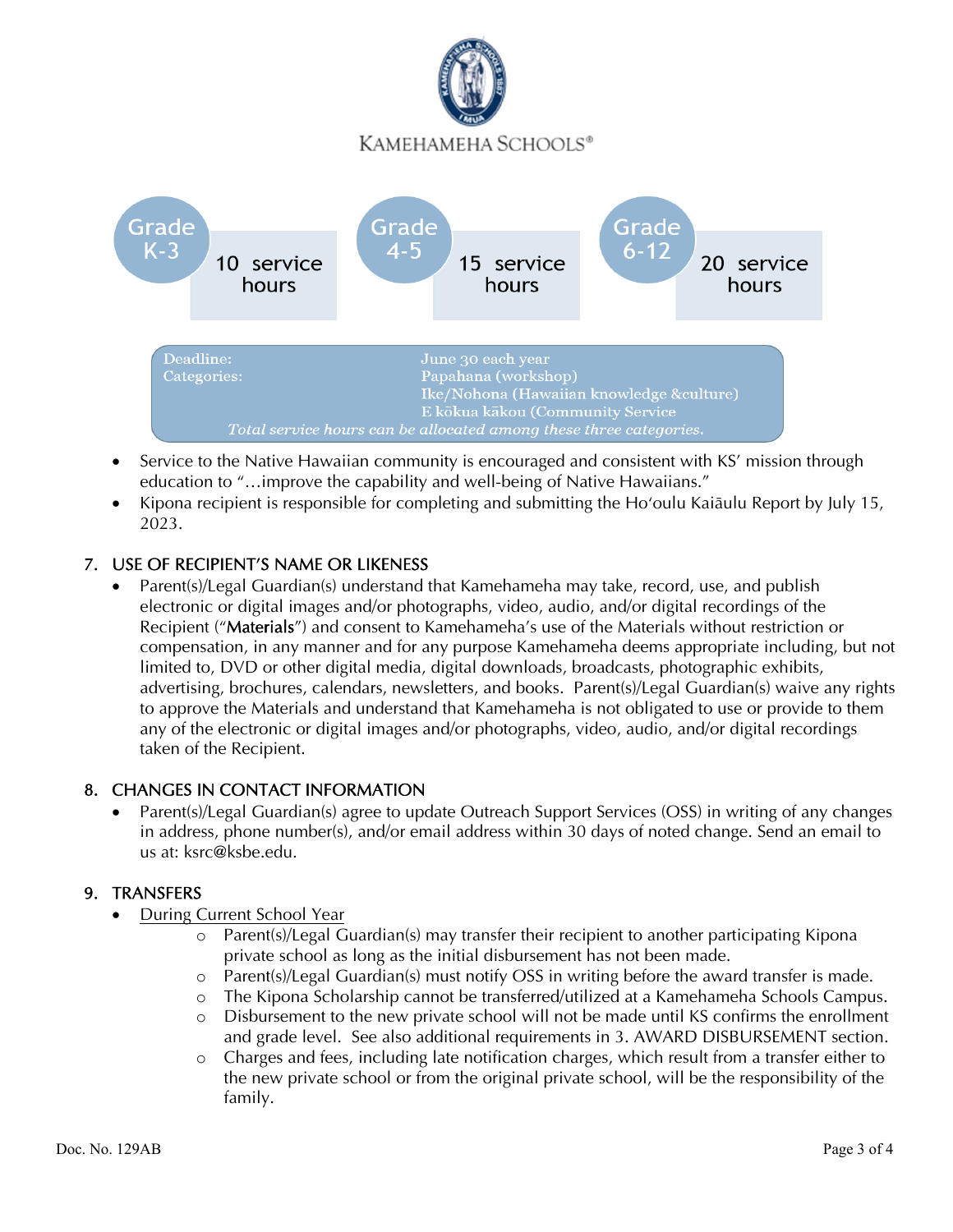KAMEHAMEHA SCHOOLS®

| Grade | Service hours |
|---|---|
| Grade K-3 | 10 service hours |
| Grade 4-5 | 15 service hours |
| Grade 6-12 | 20 service hours |

| | |
|---|---|
| Deadline: | June 30 each year |
| Categories: | Papahana (workshop) |
| | Ike/Nohona (Hawaiian knowledge &culture) |
| | E kōkua kākou (Community Service |

*Total service hours can be allocated among these three categories.*

- Service to the Native Hawaiian community is encouraged and consistent with KS' mission through education to "…improve the capability and well-being of Native Hawaiians."
- Kipona recipient is responsible for completing and submitting the Hoʻoulu Kaiāulu Report by July 15, 2023.

## 7. USE OF RECIPIENT'S NAME OR LIKENESS

- Parent(s)/Legal Guardian(s) understand that Kamehameha may take, record, use, and publish electronic or digital images and/or photographs, video, audio, and/or digital recordings of the Recipient ("**Materials**") and consent to Kamehameha's use of the Materials without restriction or compensation, in any manner and for any purpose Kamehameha deems appropriate including, but not limited to, DVD or other digital media, digital downloads, broadcasts, photographic exhibits, advertising, brochures, calendars, newsletters, and books. Parent(s)/Legal Guardian(s) waive any rights to approve the Materials and understand that Kamehameha is not obligated to use or provide to them any of the electronic or digital images and/or photographs, video, audio, and/or digital recordings taken of the Recipient.

## 8. CHANGES IN CONTACT INFORMATION

- Parent(s)/Legal Guardian(s) agree to update Outreach Support Services (OSS) in writing of any changes in address, phone number(s), and/or email address within 30 days of noted change. Send an email to us at: ksrc@ksbe.edu.

## 9. TRANSFERS

- <u>During Current School Year</u>
  - Parent(s)/Legal Guardian(s) may transfer their recipient to another participating Kipona private school as long as the initial disbursement has not been made.
  - Parent(s)/Legal Guardian(s) must notify OSS in writing before the award transfer is made.
  - The Kipona Scholarship cannot be transferred/utilized at a Kamehameha Schools Campus.
  - Disbursement to the new private school will not be made until KS confirms the enrollment and grade level. See also additional requirements in 3. AWARD DISBURSEMENT section.
  - Charges and fees, including late notification charges, which result from a transfer either to the new private school or from the original private school, will be the responsibility of the family.

Doc. No. 129AB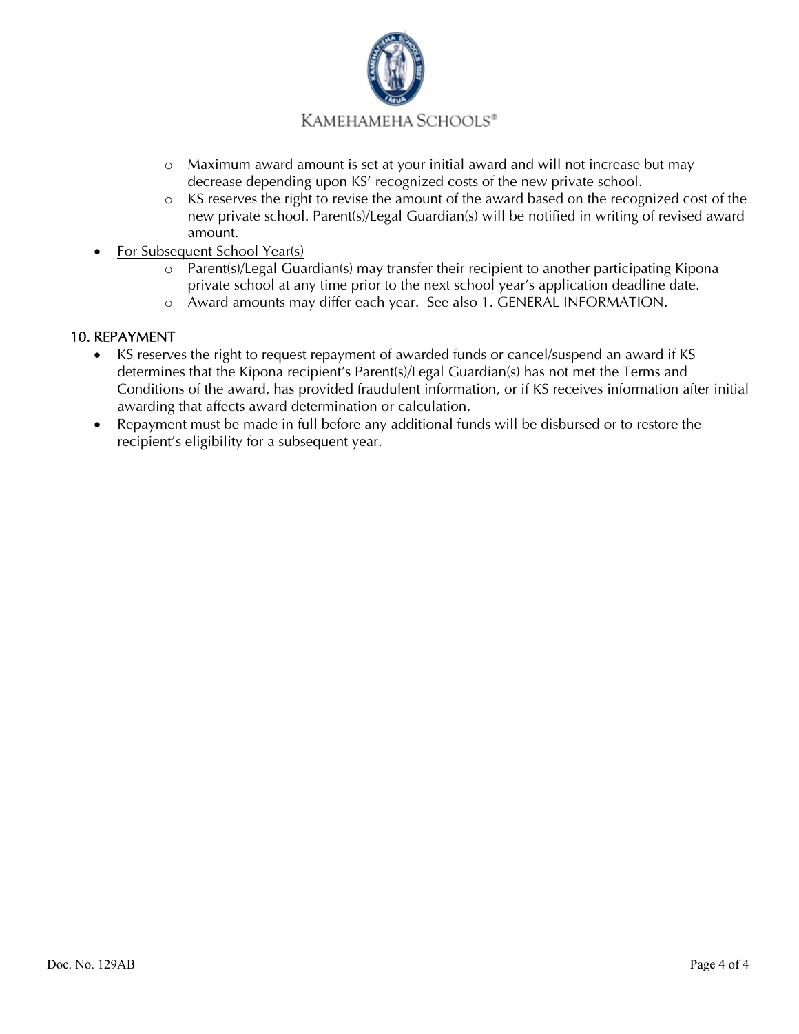- Maximum award amount is set at your initial award and will not increase but may decrease depending upon KS' recognized costs of the new private school.
  - KS reserves the right to revise the amount of the award based on the recognized cost of the new private school. Parent(s)/Legal Guardian(s) will be notified in writing of revised award amount.
- For Subsequent School Year(s)
  - Parent(s)/Legal Guardian(s) may transfer their recipient to another participating Kipona private school at any time prior to the next school year's application deadline date.
  - Award amounts may differ each year. See also 1. GENERAL INFORMATION.

## 10. REPAYMENT

- KS reserves the right to request repayment of awarded funds or cancel/suspend an award if KS determines that the Kipona recipient's Parent(s)/Legal Guardian(s) has not met the Terms and Conditions of the award, has provided fraudulent information, or if KS receives information after initial awarding that affects award determination or calculation.
- Repayment must be made in full before any additional funds will be disbursed or to restore the recipient's eligibility for a subsequent year.